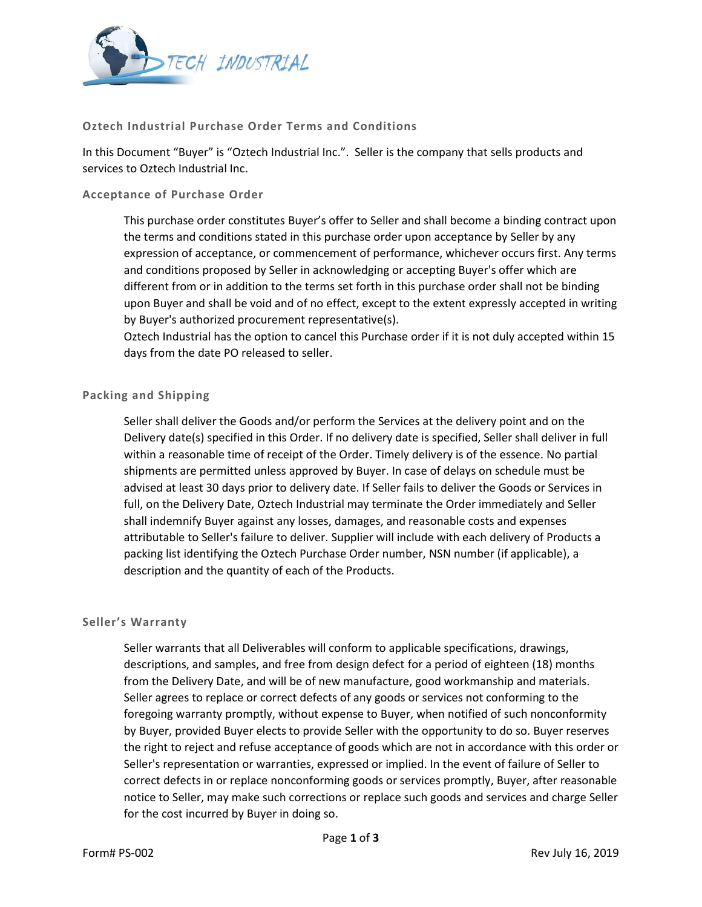## Oztech Industrial Purchase Order Terms and Conditions

In this Document "Buyer" is "Oztech Industrial Inc.". Seller is the company that sells products and services to Oztech Industrial Inc.

### Acceptance of Purchase Order

This purchase order constitutes Buyer's offer to Seller and shall become a binding contract upon the terms and conditions stated in this purchase order upon acceptance by Seller by any expression of acceptance, or commencement of performance, whichever occurs first. Any terms and conditions proposed by Seller in acknowledging or accepting Buyer's offer which are different from or in addition to the terms set forth in this purchase order shall not be binding upon Buyer and shall be void and of no effect, except to the extent expressly accepted in writing by Buyer's authorized procurement representative(s).
Oztech Industrial has the option to cancel this Purchase order if it is not duly accepted within 15 days from the date PO released to seller.

### Packing and Shipping

Seller shall deliver the Goods and/or perform the Services at the delivery point and on the Delivery date(s) specified in this Order. If no delivery date is specified, Seller shall deliver in full within a reasonable time of receipt of the Order. Timely delivery is of the essence. No partial shipments are permitted unless approved by Buyer. In case of delays on schedule must be advised at least 30 days prior to delivery date. If Seller fails to deliver the Goods or Services in full, on the Delivery Date, Oztech Industrial may terminate the Order immediately and Seller shall indemnify Buyer against any losses, damages, and reasonable costs and expenses attributable to Seller's failure to deliver. Supplier will include with each delivery of Products a packing list identifying the Oztech Purchase Order number, NSN number (if applicable), a description and the quantity of each of the Products.

### Seller's Warranty

Seller warrants that all Deliverables will conform to applicable specifications, drawings, descriptions, and samples, and free from design defect for a period of eighteen (18) months from the Delivery Date, and will be of new manufacture, good workmanship and materials. Seller agrees to replace or correct defects of any goods or services not conforming to the foregoing warranty promptly, without expense to Buyer, when notified of such nonconformity by Buyer, provided Buyer elects to provide Seller with the opportunity to do so. Buyer reserves the right to reject and refuse acceptance of goods which are not in accordance with this order or Seller's representation or warranties, expressed or implied. In the event of failure of Seller to correct defects in or replace nonconforming goods or services promptly, Buyer, after reasonable notice to Seller, may make such corrections or replace such goods and services and charge Seller for the cost incurred by Buyer in doing so.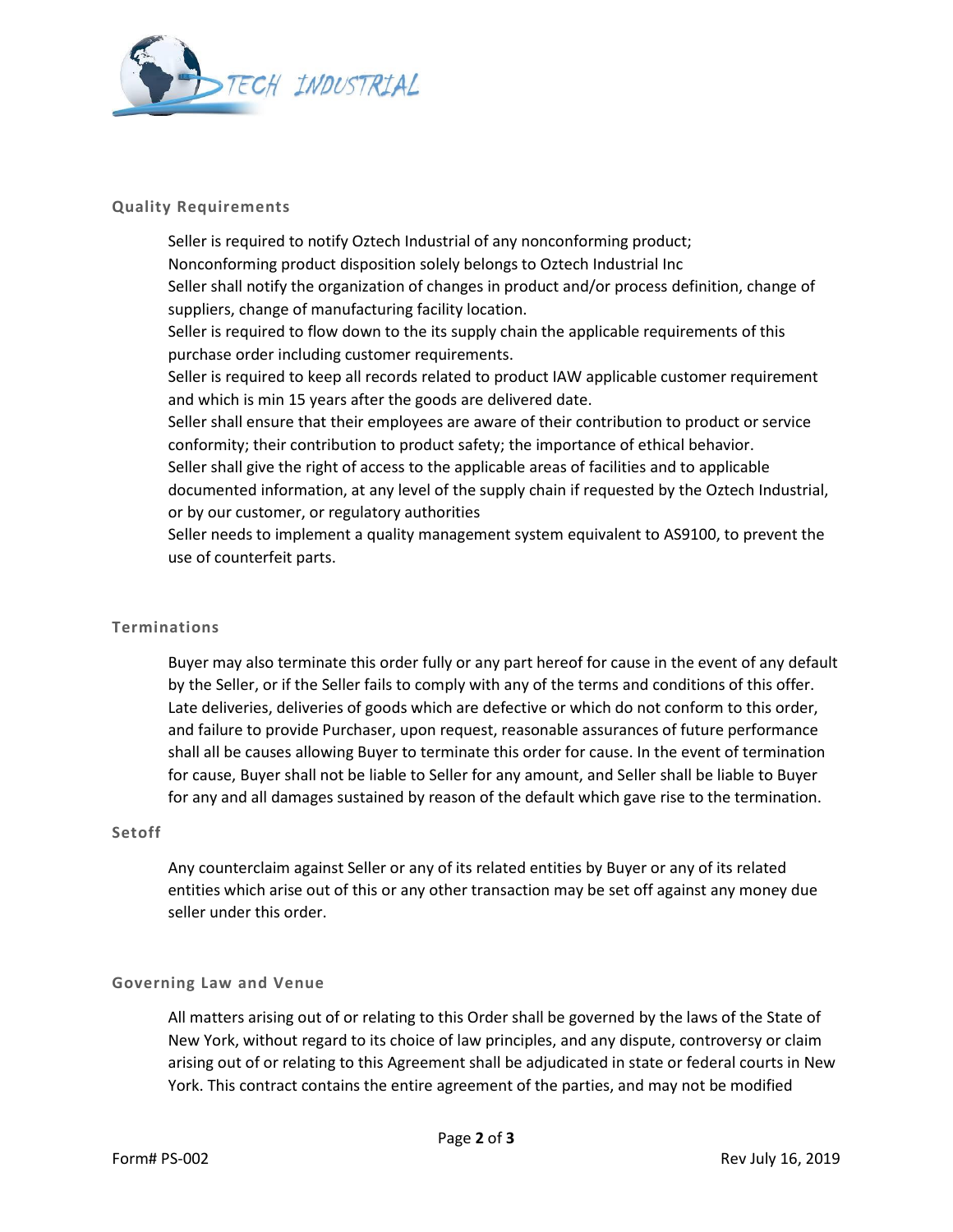## Quality Requirements

Seller is required to notify Oztech Industrial of any nonconforming product;
Nonconforming product disposition solely belongs to Oztech Industrial Inc
Seller shall notify the organization of changes in product and/or process definition, change of suppliers, change of manufacturing facility location.
Seller is required to flow down to the its supply chain the applicable requirements of this purchase order including customer requirements.
Seller is required to keep all records related to product IAW applicable customer requirement and which is min 15 years after the goods are delivered date.
Seller shall ensure that their employees are aware of their contribution to product or service conformity; their contribution to product safety; the importance of ethical behavior.
Seller shall give the right of access to the applicable areas of facilities and to applicable documented information, at any level of the supply chain if requested by the Oztech Industrial, or by our customer, or regulatory authorities
Seller needs to implement a quality management system equivalent to AS9100, to prevent the use of counterfeit parts.

## Terminations

Buyer may also terminate this order fully or any part hereof for cause in the event of any default by the Seller, or if the Seller fails to comply with any of the terms and conditions of this offer. Late deliveries, deliveries of goods which are defective or which do not conform to this order, and failure to provide Purchaser, upon request, reasonable assurances of future performance shall all be causes allowing Buyer to terminate this order for cause. In the event of termination for cause, Buyer shall not be liable to Seller for any amount, and Seller shall be liable to Buyer for any and all damages sustained by reason of the default which gave rise to the termination.

## Setoff

Any counterclaim against Seller or any of its related entities by Buyer or any of its related entities which arise out of this or any other transaction may be set off against any money due seller under this order.

## Governing Law and Venue

All matters arising out of or relating to this Order shall be governed by the laws of the State of New York, without regard to its choice of law principles, and any dispute, controversy or claim arising out of or relating to this Agreement shall be adjudicated in state or federal courts in New York. This contract contains the entire agreement of the parties, and may not be modified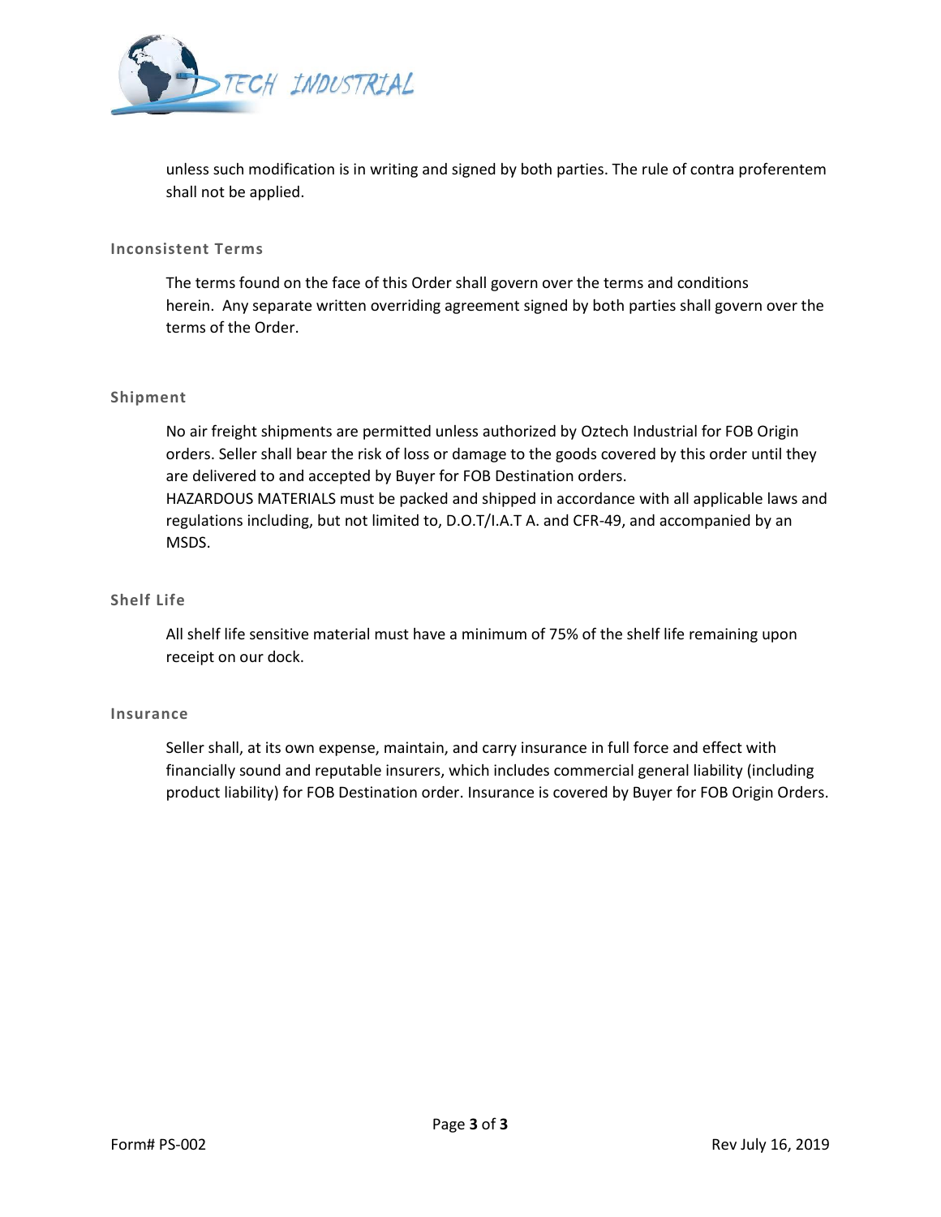unless such modification is in writing and signed by both parties. The rule of contra proferentem shall not be applied.

### Inconsistent Terms

The terms found on the face of this Order shall govern over the terms and conditions herein. Any separate written overriding agreement signed by both parties shall govern over the terms of the Order.

### Shipment

No air freight shipments are permitted unless authorized by Oztech Industrial for FOB Origin orders. Seller shall bear the risk of loss or damage to the goods covered by this order until they are delivered to and accepted by Buyer for FOB Destination orders.
HAZARDOUS MATERIALS must be packed and shipped in accordance with all applicable laws and regulations including, but not limited to, D.O.T/I.A.T A. and CFR-49, and accompanied by an MSDS.

### Shelf Life

All shelf life sensitive material must have a minimum of 75% of the shelf life remaining upon receipt on our dock.

### Insurance

Seller shall, at its own expense, maintain, and carry insurance in full force and effect with financially sound and reputable insurers, which includes commercial general liability (including product liability) for FOB Destination order. Insurance is covered by Buyer for FOB Origin Orders.

Form# PS-002

Rev July 16, 2019